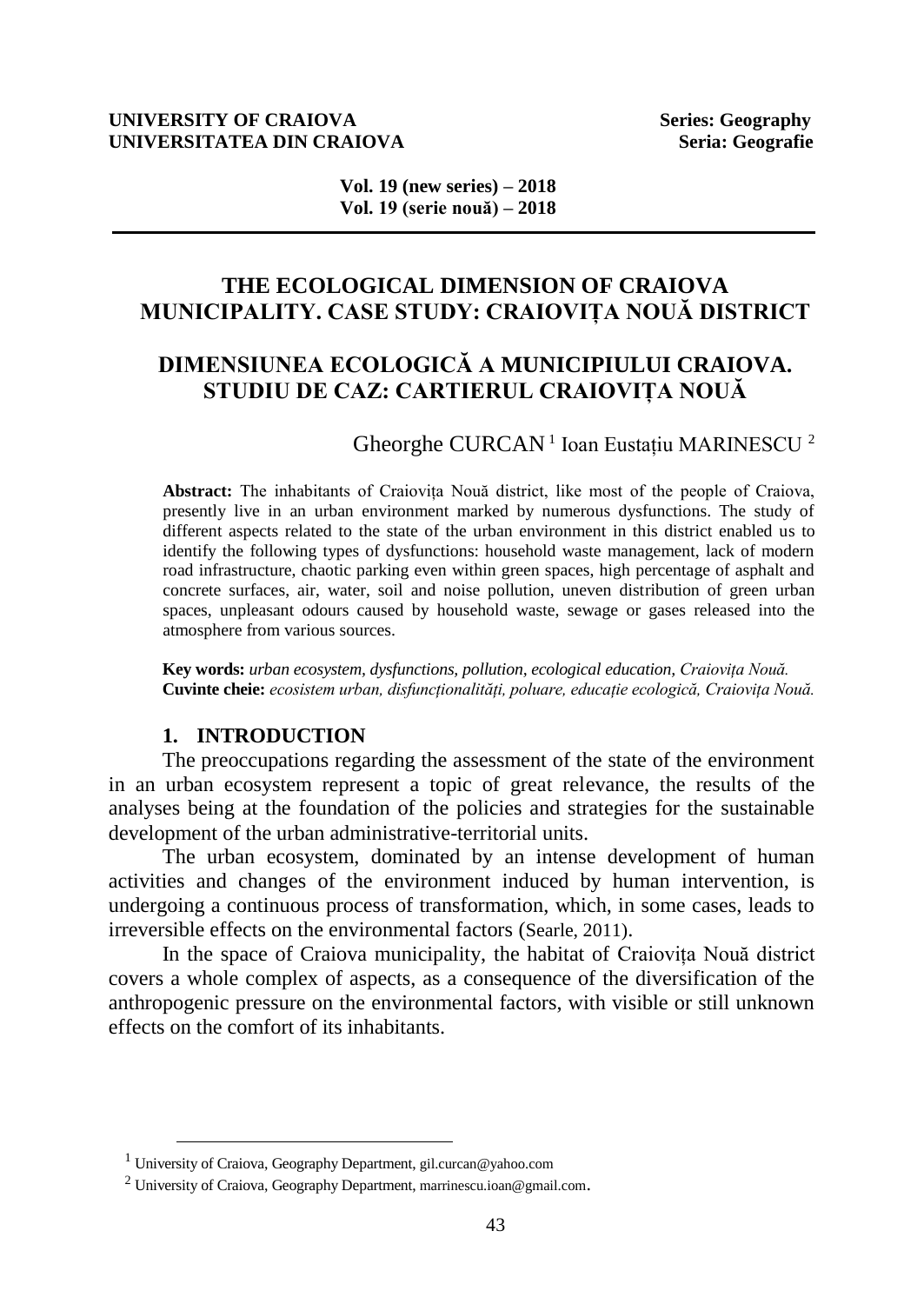**UNIVERSITY OF CRAIOVA** **Series: Geography**
**UNIVERSITATEA DIN CRAIOVA** **Seria: Geografie**

**Vol. 19 (new series) – 2018**
**Vol. 19 (serie nouă) – 2018**

# THE ECOLOGICAL DIMENSION OF CRAIOVA MUNICIPALITY. CASE STUDY: CRAIOVIȚA NOUĂ DISTRICT

# DIMENSIUNEA ECOLOGICĂ A MUNICIPIULUI CRAIOVA. STUDIU DE CAZ: CARTIERUL CRAIOVIȚA NOUĂ

Gheorghe CURCAN [1] Ioan Eustațiu MARINESCU [2]

**Abstract:** The inhabitants of Craiovița Nouă district, like most of the people of Craiova, presently live in an urban environment marked by numerous dysfunctions. The study of different aspects related to the state of the urban environment in this district enabled us to identify the following types of dysfunctions: household waste management, lack of modern road infrastructure, chaotic parking even within green spaces, high percentage of asphalt and concrete surfaces, air, water, soil and noise pollution, uneven distribution of green urban spaces, unpleasant odours caused by household waste, sewage or gases released into the atmosphere from various sources.

**Key words:** *urban ecosystem, dysfunctions, pollution, ecological education, Craiovița Nouă.*
**Cuvinte cheie:** *ecosistem urban, disfuncționalități, poluare, educație ecologică, Craiovița Nouă.*

## 1. INTRODUCTION

The preoccupations regarding the assessment of the state of the environment in an urban ecosystem represent a topic of great relevance, the results of the analyses being at the foundation of the policies and strategies for the sustainable development of the urban administrative-territorial units.

The urban ecosystem, dominated by an intense development of human activities and changes of the environment induced by human intervention, is undergoing a continuous process of transformation, which, in some cases, leads to irreversible effects on the environmental factors (Searle, 2011).

In the space of Craiova municipality, the habitat of Craiovița Nouă district covers a whole complex of aspects, as a consequence of the diversification of the anthropogenic pressure on the environmental factors, with visible or still unknown effects on the comfort of its inhabitants.

---

[1] University of Craiova, Geography Department, gil.curcan@yahoo.com

[2] University of Craiova, Geography Department, marrinescu.ioan@gmail.com.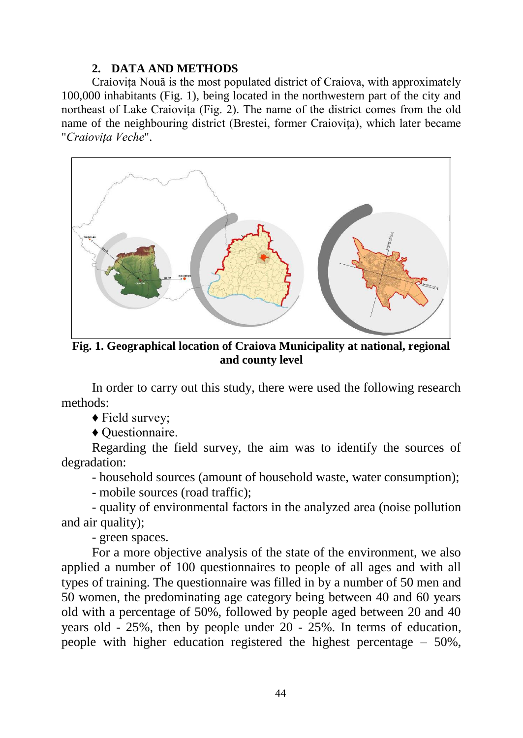## 2. DATA AND METHODS

Craiovița Nouă is the most populated district of Craiova, with approximately 100,000 inhabitants (Fig. 1), being located in the northwestern part of the city and northeast of Lake Craiovița (Fig. 2). The name of the district comes from the old name of the neighbouring district (Brestei, former Craiovița), which later became "*Craiovița Veche*".

**Fig. 1. Geographical location of Craiova Municipality at national, regional and county level**

In order to carry out this study, there were used the following research methods:

♦ Field survey;

♦ Questionnaire.

Regarding the field survey, the aim was to identify the sources of degradation:

- household sources (amount of household waste, water consumption);
- mobile sources (road traffic);
- quality of environmental factors in the analyzed area (noise pollution and air quality);
- green spaces.

For a more objective analysis of the state of the environment, we also applied a number of 100 questionnaires to people of all ages and with all types of training. The questionnaire was filled in by a number of 50 men and 50 women, the predominating age category being between 40 and 60 years old with a percentage of 50%, followed by people aged between 20 and 40 years old - 25%, then by people under 20 - 25%. In terms of education, people with higher education registered the highest percentage – 50%,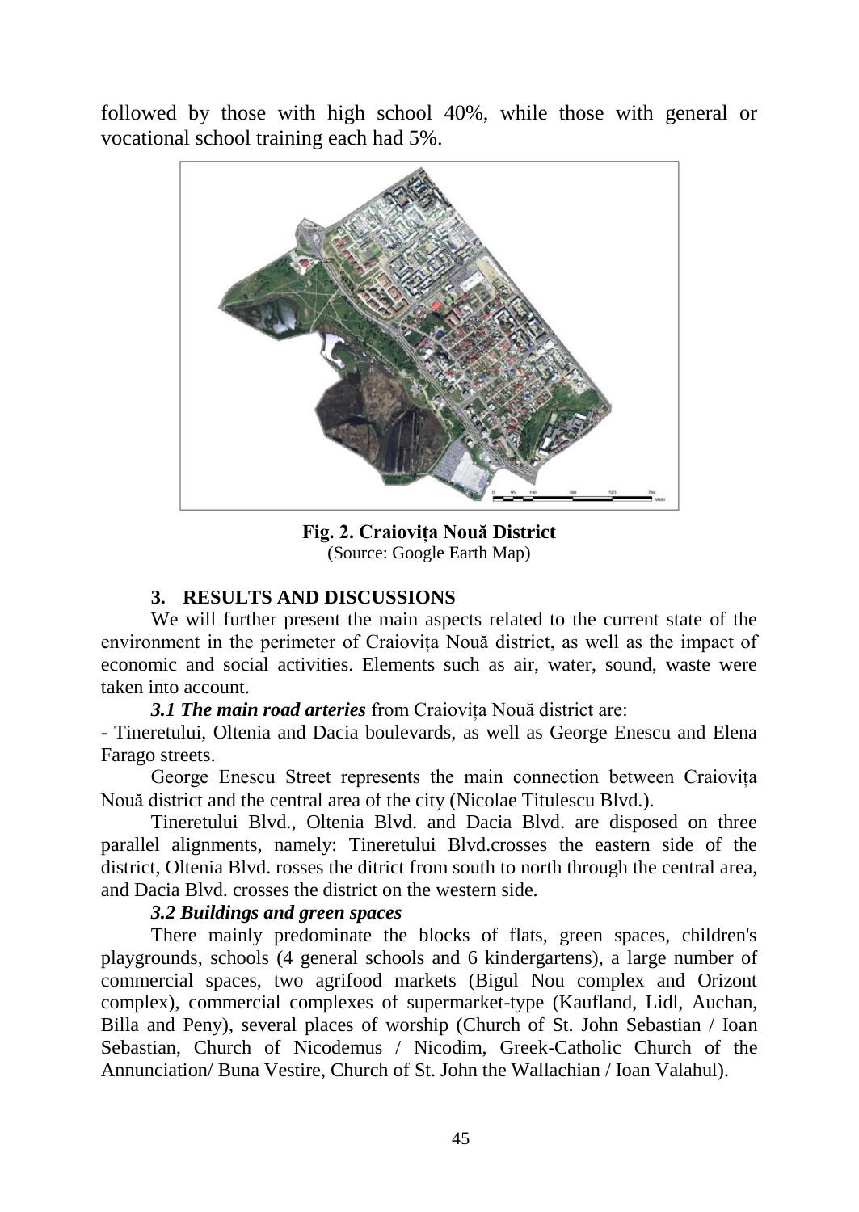followed by those with high school 40%, while those with general or vocational school training each had 5%.

**Fig. 2. Craiovița Nouă District**
(Source: Google Earth Map)

## 3. RESULTS AND DISCUSSIONS

We will further present the main aspects related to the current state of the environment in the perimeter of Craiovița Nouă district, as well as the impact of economic and social activities. Elements such as air, water, sound, waste were taken into account.

***3.1 The main road arteries*** from Craiovița Nouă district are:

- Tineretului, Oltenia and Dacia boulevards, as well as George Enescu and Elena Farago streets.

George Enescu Street represents the main connection between Craiovița Nouă district and the central area of the city (Nicolae Titulescu Blvd.).

Tineretului Blvd., Oltenia Blvd. and Dacia Blvd. are disposed on three parallel alignments, namely: Tineretului Blvd.crosses the eastern side of the district, Oltenia Blvd. rosses the ditrict from south to north through the central area, and Dacia Blvd. crosses the district on the western side.

***3.2 Buildings and green spaces***

There mainly predominate the blocks of flats, green spaces, children's playgrounds, schools (4 general schools and 6 kindergartens), a large number of commercial spaces, two agrifood markets (Bigul Nou complex and Orizont complex), commercial complexes of supermarket-type (Kaufland, Lidl, Auchan, Billa and Peny), several places of worship (Church of St. John Sebastian / Ioan Sebastian, Church of Nicodemus / Nicodim, Greek-Catholic Church of the Annunciation/ Buna Vestire, Church of St. John the Wallachian / Ioan Valahul).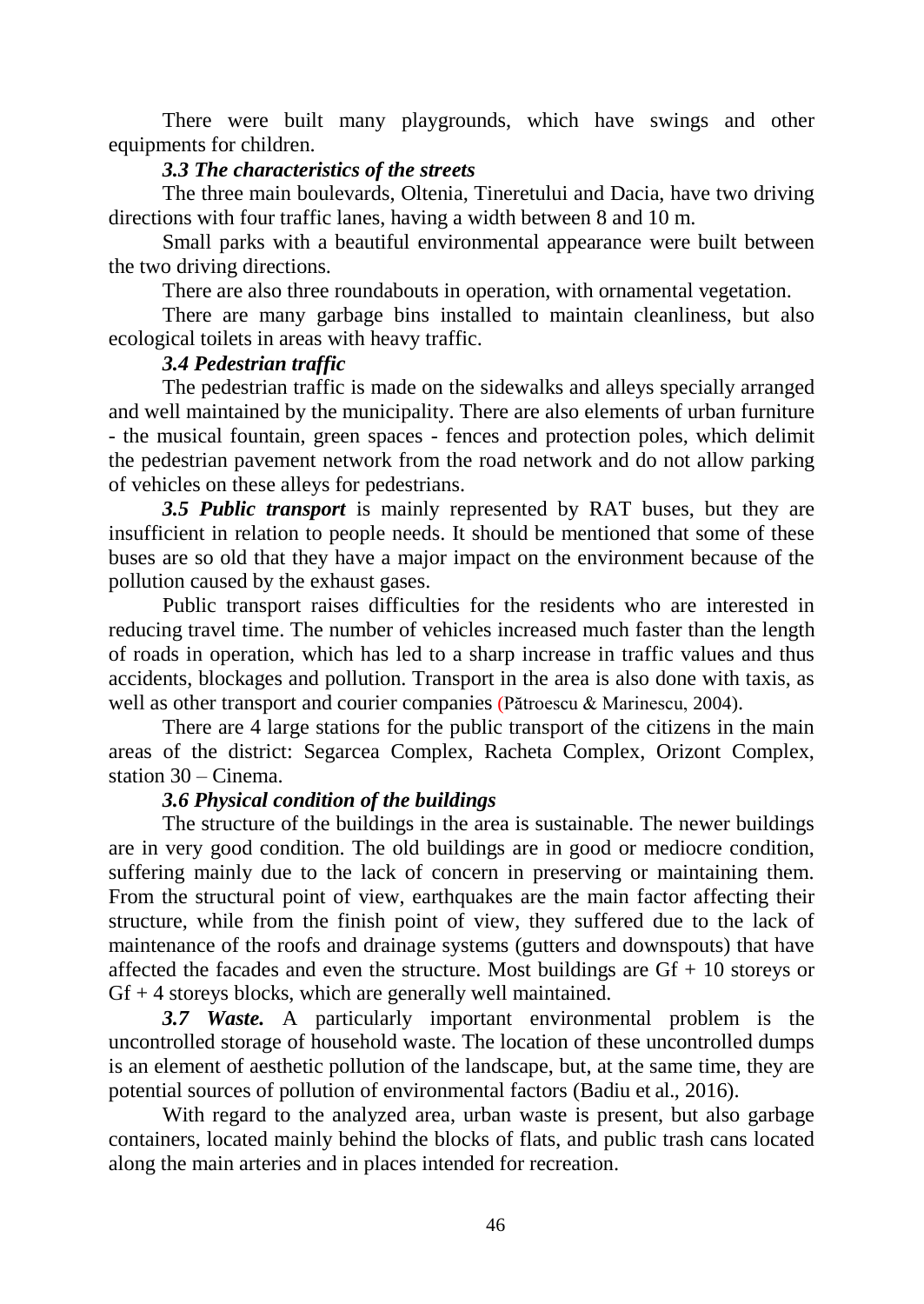There were built many playgrounds, which have swings and other equipments for children.

### *3.3 The characteristics of the streets*

The three main boulevards, Oltenia, Tineretului and Dacia, have two driving directions with four traffic lanes, having a width between 8 and 10 m.

Small parks with a beautiful environmental appearance were built between the two driving directions.

There are also three roundabouts in operation, with ornamental vegetation.

There are many garbage bins installed to maintain cleanliness, but also ecological toilets in areas with heavy traffic.

### *3.4 Pedestrian traffic*

The pedestrian traffic is made on the sidewalks and alleys specially arranged and well maintained by the municipality. There are also elements of urban furniture - the musical fountain, green spaces - fences and protection poles, which delimit the pedestrian pavement network from the road network and do not allow parking of vehicles on these alleys for pedestrians.

***3.5 Public transport*** is mainly represented by RAT buses, but they are insufficient in relation to people needs. It should be mentioned that some of these buses are so old that they have a major impact on the environment because of the pollution caused by the exhaust gases.

Public transport raises difficulties for the residents who are interested in reducing travel time. The number of vehicles increased much faster than the length of roads in operation, which has led to a sharp increase in traffic values and thus accidents, blockages and pollution. Transport in the area is also done with taxis, as well as other transport and courier companies (Pătroescu & Marinescu, 2004).

There are 4 large stations for the public transport of the citizens in the main areas of the district: Segarcea Complex, Racheta Complex, Orizont Complex, station 30 – Cinema.

### *3.6 Physical condition of the buildings*

The structure of the buildings in the area is sustainable. The newer buildings are in very good condition. The old buildings are in good or mediocre condition, suffering mainly due to the lack of concern in preserving or maintaining them. From the structural point of view, earthquakes are the main factor affecting their structure, while from the finish point of view, they suffered due to the lack of maintenance of the roofs and drainage systems (gutters and downspouts) that have affected the facades and even the structure. Most buildings are Gf + 10 storeys or Gf + 4 storeys blocks, which are generally well maintained.

***3.7 Waste.*** A particularly important environmental problem is the uncontrolled storage of household waste. The location of these uncontrolled dumps is an element of aesthetic pollution of the landscape, but, at the same time, they are potential sources of pollution of environmental factors (Badiu et al., 2016).

With regard to the analyzed area, urban waste is present, but also garbage containers, located mainly behind the blocks of flats, and public trash cans located along the main arteries and in places intended for recreation.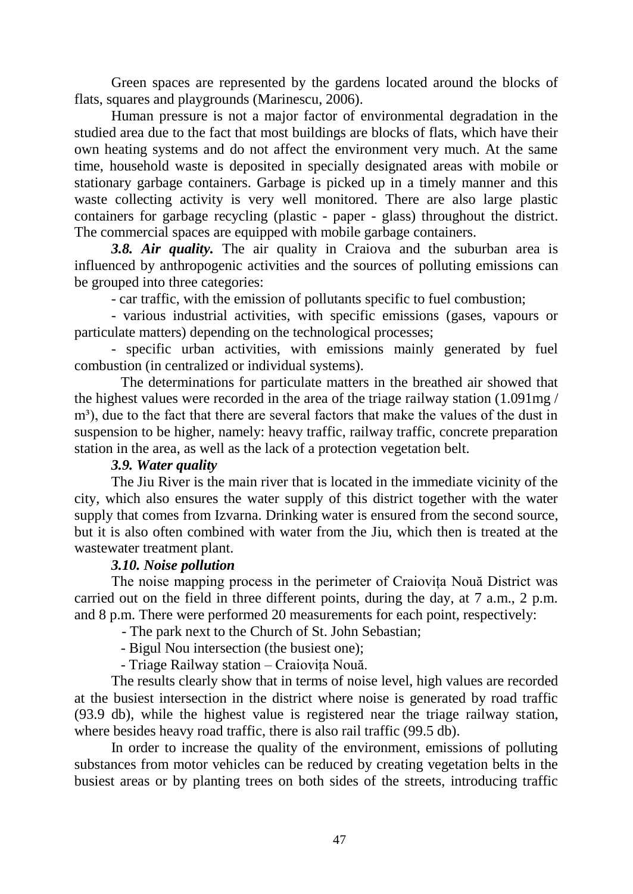Green spaces are represented by the gardens located around the blocks of flats, squares and playgrounds (Marinescu, 2006).

Human pressure is not a major factor of environmental degradation in the studied area due to the fact that most buildings are blocks of flats, which have their own heating systems and do not affect the environment very much. At the same time, household waste is deposited in specially designated areas with mobile or stationary garbage containers. Garbage is picked up in a timely manner and this waste collecting activity is very well monitored. There are also large plastic containers for garbage recycling (plastic - paper - glass) throughout the district. The commercial spaces are equipped with mobile garbage containers.

***3.8. Air quality.*** The air quality in Craiova and the suburban area is influenced by anthropogenic activities and the sources of polluting emissions can be grouped into three categories:

- car traffic, with the emission of pollutants specific to fuel combustion;
- various industrial activities, with specific emissions (gases, vapours or particulate matters) depending on the technological processes;
- specific urban activities, with emissions mainly generated by fuel combustion (in centralized or individual systems).

The determinations for particulate matters in the breathed air showed that the highest values were recorded in the area of the triage railway station (1.091mg / m$^3$), due to the fact that there are several factors that make the values of the dust in suspension to be higher, namely: heavy traffic, railway traffic, concrete preparation station in the area, as well as the lack of a protection vegetation belt.

### *3.9. Water quality*

The Jiu River is the main river that is located in the immediate vicinity of the city, which also ensures the water supply of this district together with the water supply that comes from Izvarna. Drinking water is ensured from the second source, but it is also often combined with water from the Jiu, which then is treated at the wastewater treatment plant.

### *3.10. Noise pollution*

The noise mapping process in the perimeter of Craiovița Nouă District was carried out on the field in three different points, during the day, at 7 a.m., 2 p.m. and 8 p.m. There were performed 20 measurements for each point, respectively:

- The park next to the Church of St. John Sebastian;
- Bigul Nou intersection (the busiest one);
- Triage Railway station – Craiovița Nouă.

The results clearly show that in terms of noise level, high values are recorded at the busiest intersection in the district where noise is generated by road traffic (93.9 db), while the highest value is registered near the triage railway station, where besides heavy road traffic, there is also rail traffic (99.5 db).

In order to increase the quality of the environment, emissions of polluting substances from motor vehicles can be reduced by creating vegetation belts in the busiest areas or by planting trees on both sides of the streets, introducing traffic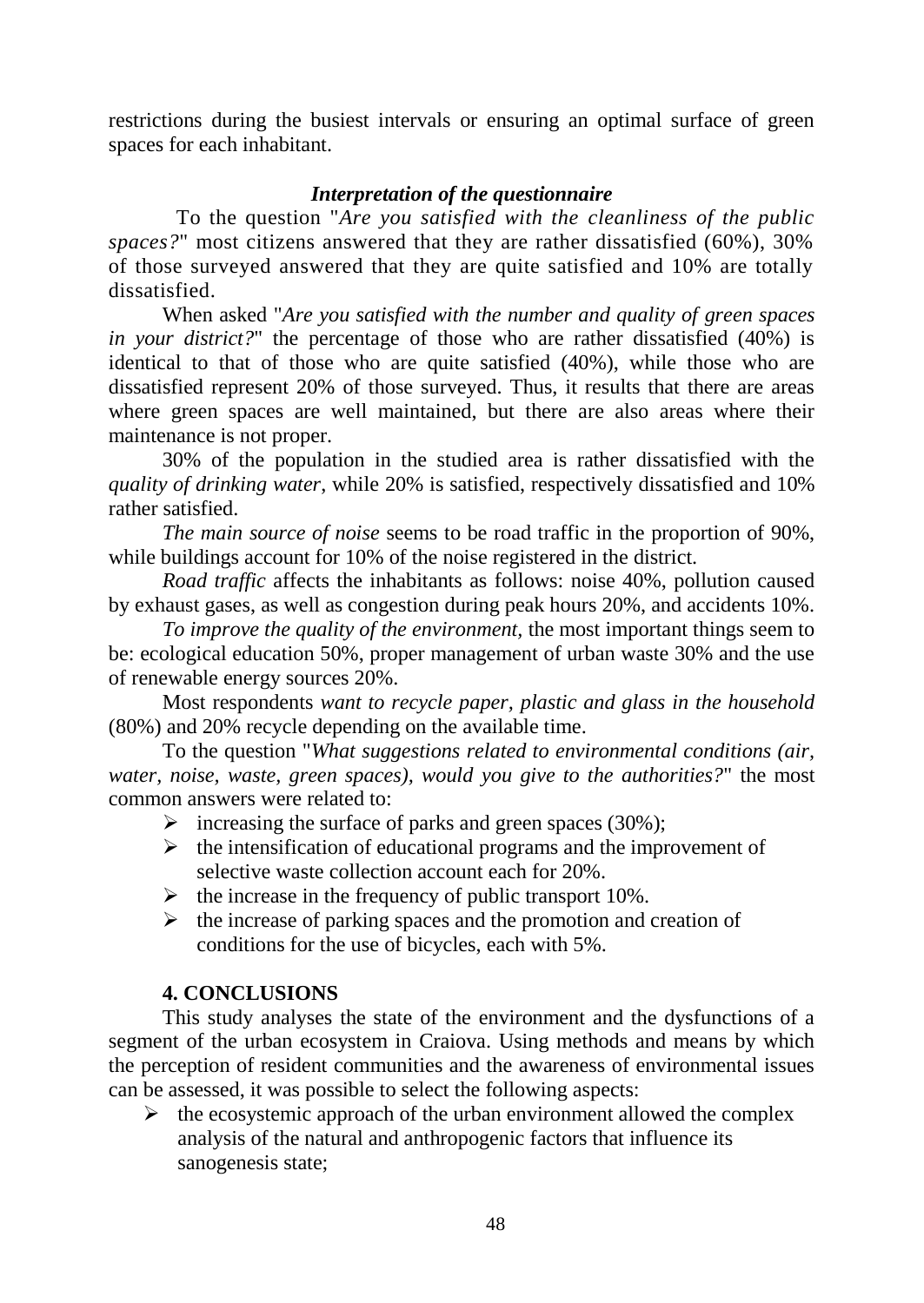restrictions during the busiest intervals or ensuring an optimal surface of green spaces for each inhabitant.

### *Interpretation of the questionnaire*

To the question "*Are you satisfied with the cleanliness of the public spaces?*" most citizens answered that they are rather dissatisfied (60%), 30% of those surveyed answered that they are quite satisfied and 10% are totally dissatisfied.

When asked "*Are you satisfied with the number and quality of green spaces in your district?*" the percentage of those who are rather dissatisfied (40%) is identical to that of those who are quite satisfied (40%), while those who are dissatisfied represent 20% of those surveyed. Thus, it results that there are areas where green spaces are well maintained, but there are also areas where their maintenance is not proper.

30% of the population in the studied area is rather dissatisfied with the *quality of drinking water*, while 20% is satisfied, respectively dissatisfied and 10% rather satisfied.

*The main source of noise* seems to be road traffic in the proportion of 90%, while buildings account for 10% of the noise registered in the district.

*Road traffic* affects the inhabitants as follows: noise 40%, pollution caused by exhaust gases, as well as congestion during peak hours 20%, and accidents 10%.

*To improve the quality of the environment,* the most important things seem to be: ecological education 50%, proper management of urban waste 30% and the use of renewable energy sources 20%.

Most respondents *want to recycle paper, plastic and glass in the household* (80%) and 20% recycle depending on the available time.

To the question "*What suggestions related to environmental conditions (air, water, noise, waste, green spaces), would you give to the authorities?*" the most common answers were related to:

- increasing the surface of parks and green spaces (30%);
- the intensification of educational programs and the improvement of selective waste collection account each for 20%.
- the increase in the frequency of public transport 10%.
- the increase of parking spaces and the promotion and creation of conditions for the use of bicycles, each with 5%.

## 4. CONCLUSIONS

This study analyses the state of the environment and the dysfunctions of a segment of the urban ecosystem in Craiova. Using methods and means by which the perception of resident communities and the awareness of environmental issues can be assessed, it was possible to select the following aspects:

- the ecosystemic approach of the urban environment allowed the complex analysis of the natural and anthropogenic factors that influence its sanogenesis state;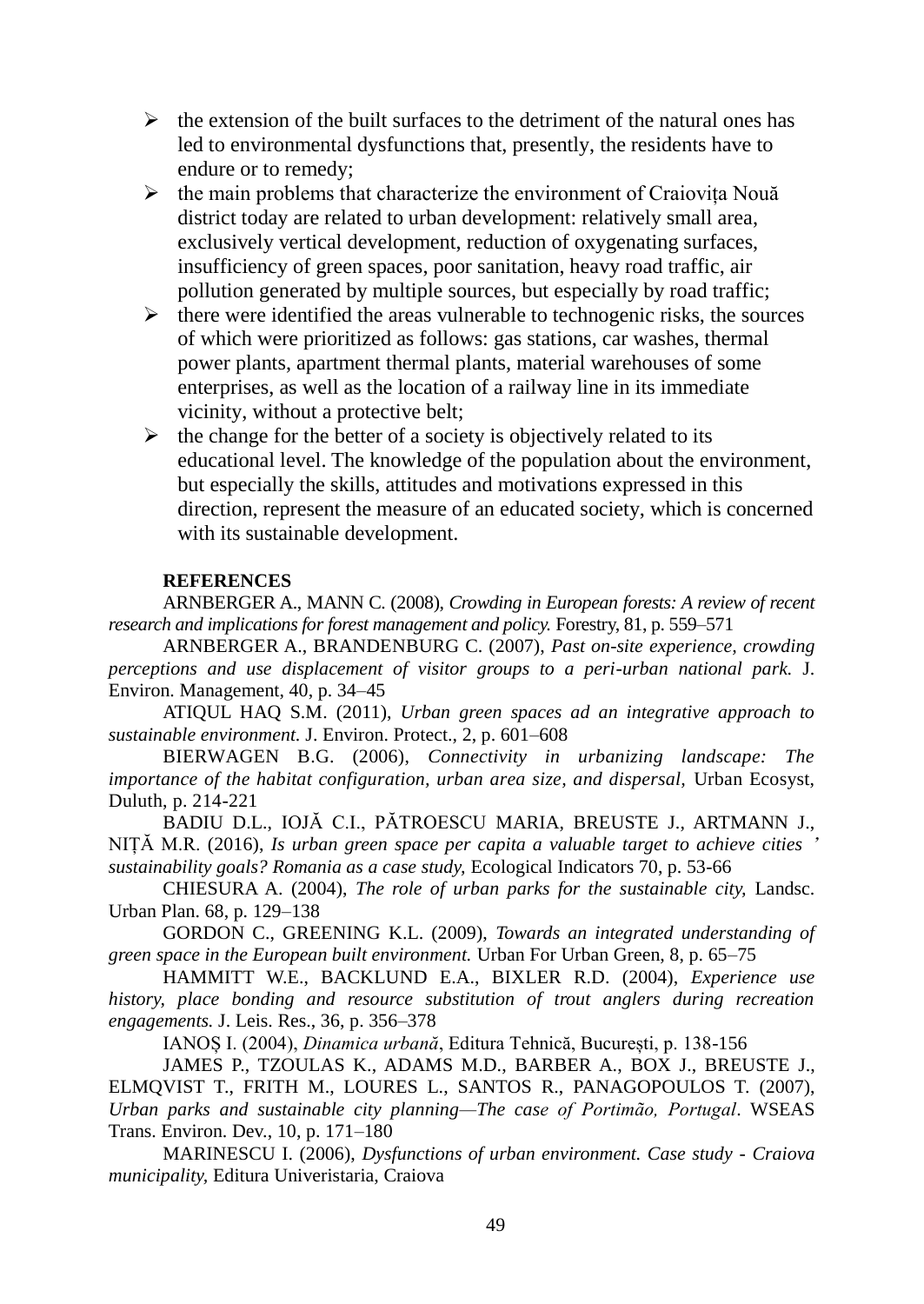- the extension of the built surfaces to the detriment of the natural ones has led to environmental dysfunctions that, presently, the residents have to endure or to remedy;
- the main problems that characterize the environment of Craiovița Nouă district today are related to urban development: relatively small area, exclusively vertical development, reduction of oxygenating surfaces, insufficiency of green spaces, poor sanitation, heavy road traffic, air pollution generated by multiple sources, but especially by road traffic;
- there were identified the areas vulnerable to technogenic risks, the sources of which were prioritized as follows: gas stations, car washes, thermal power plants, apartment thermal plants, material warehouses of some enterprises, as well as the location of a railway line in its immediate vicinity, without a protective belt;
- the change for the better of a society is objectively related to its educational level. The knowledge of the population about the environment, but especially the skills, attitudes and motivations expressed in this direction, represent the measure of an educated society, which is concerned with its sustainable development.

**REFERENCES**

ARNBERGER A., MANN C. (2008), *Crowding in European forests: A review of recent research and implications for forest management and policy.* Forestry, 81, p. 559–571

ARNBERGER A., BRANDENBURG C. (2007), *Past on-site experience, crowding perceptions and use displacement of visitor groups to a peri-urban national park.* J. Environ. Management, 40, p. 34–45

ATIQUL HAQ S.M. (2011), *Urban green spaces ad an integrative approach to sustainable environment.* J. Environ. Protect., 2, p. 601–608

BIERWAGEN B.G. (2006), *Connectivity in urbanizing landscape: The importance of the habitat configuration, urban area size, and dispersal,* Urban Ecosyst, Duluth, p. 214-221

BADIU D.L., IOJĂ C.I., PĂTROESCU MARIA, BREUSTE J., ARTMANN J., NIȚĂ M.R. (2016), *Is urban green space per capita a valuable target to achieve cities ' sustainability goals? Romania as a case study,* Ecological Indicators 70, p. 53-66

CHIESURA A. (2004), *The role of urban parks for the sustainable city,* Landsc. Urban Plan. 68, p. 129–138

GORDON C., GREENING K.L. (2009), *Towards an integrated understanding of green space in the European built environment.* Urban For Urban Green, 8, p. 65–75

HAMMITT W.E., BACKLUND E.A., BIXLER R.D. (2004), *Experience use history, place bonding and resource substitution of trout anglers during recreation engagements.* J. Leis. Res., 36, p. 356–378

IANOȘ I. (2004), *Dinamica urbană*, Editura Tehnică, București, p. 138-156

JAMES P., TZOULAS K., ADAMS M.D., BARBER A., BOX J., BREUSTE J., ELMQVIST T., FRITH M., LOURES L., SANTOS R., PANAGOPOULOS T. (2007), *Urban parks and sustainable city planning—The case of Portimão, Portugal*. WSEAS Trans. Environ. Dev., 10, p. 171–180

MARINESCU I. (2006), *Dysfunctions of urban environment. Case study - Craiova municipality,* Editura Univeristaria, Craiova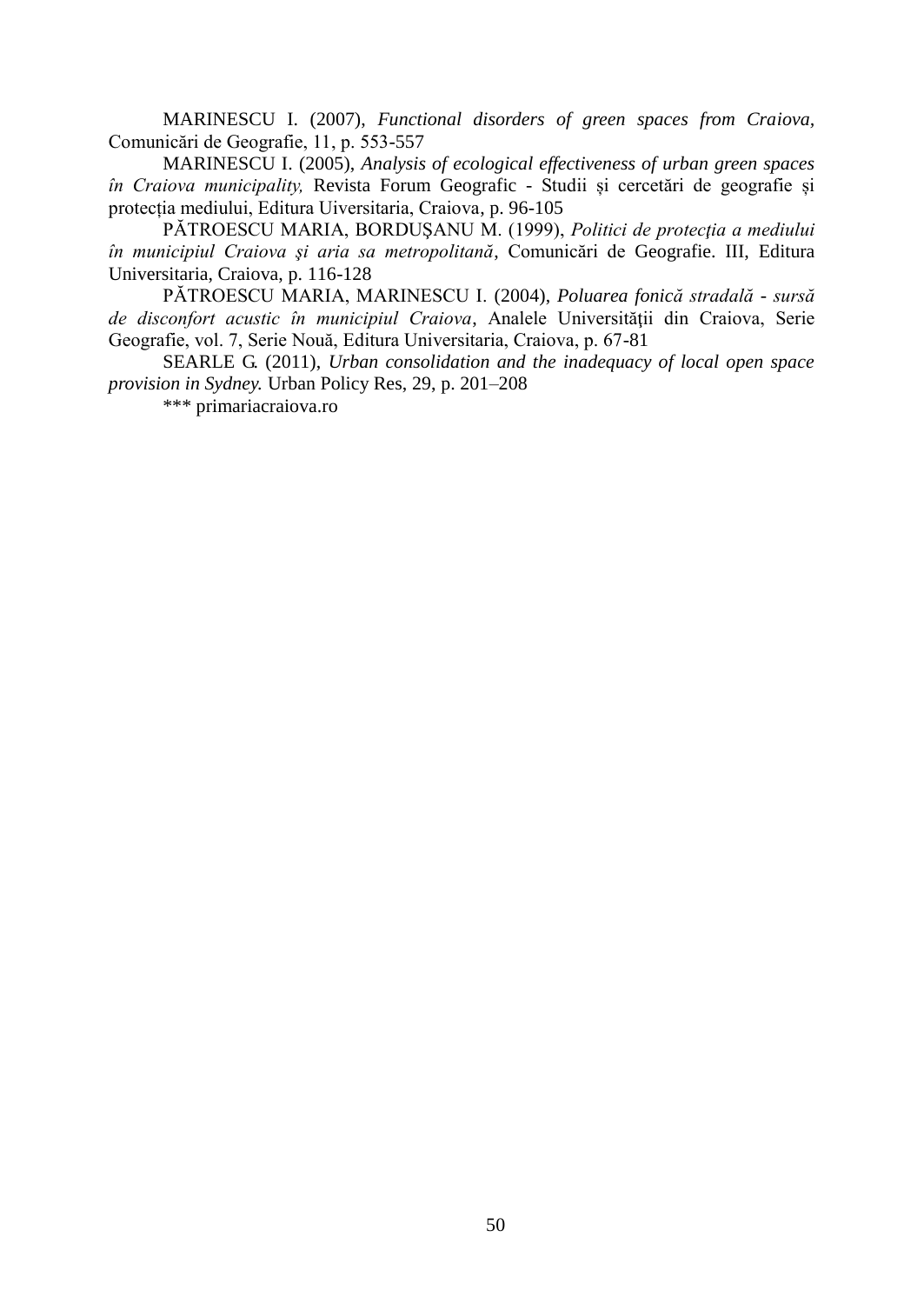MARINESCU I. (2007), *Functional disorders of green spaces from Craiova,* Comunicări de Geografie, 11, p. 553-557

MARINESCU I. (2005), *Analysis of ecological effectiveness of urban green spaces în Craiova municipality,* Revista Forum Geografic - Studii și cercetări de geografie și protecția mediului, Editura Uiversitaria, Craiova, p. 96-105

PĂTROESCU MARIA, BORDUȘANU M. (1999), *Politici de protecţia a mediului în municipiul Craiova şi aria sa metropolitană*, Comunicări de Geografie. III, Editura Universitaria, Craiova, p. 116-128

PĂTROESCU MARIA, MARINESCU I. (2004), *Poluarea fonică stradală - sursă de disconfort acustic în municipiul Craiova*, Analele Universităţii din Craiova, Serie Geografie, vol. 7, Serie Nouă, Editura Universitaria, Craiova, p. 67-81

SEARLE G. (2011), *Urban consolidation and the inadequacy of local open space provision in Sydney.* Urban Policy Res, 29, p. 201–208

*** primariacraiova.ro